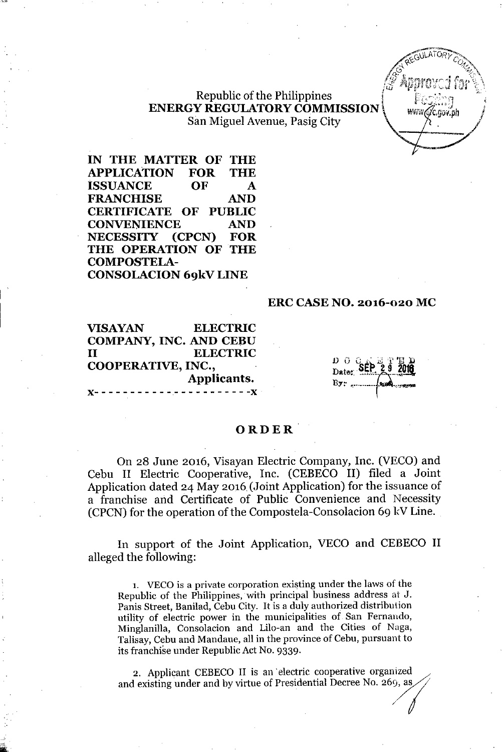Republic of the Philippines
**ENERGY REGULATORY COMMISSION**
San Miguel Avenue, Pasig City

**IN THE MATTER OF THE APPLICATION FOR THE ISSUANCE OF A FRANCHISE AND CERTIFICATE OF PUBLIC CONVENIENCE AND NECESSITY (CPCN) FOR THE OPERATION OF THE COMPOSTELA-CONSOLACION 69kV LINE**

**ERC CASE NO. 2016-020 MC**

**VISAYAN ELECTRIC COMPANY, INC. AND CEBU II ELECTRIC COOPERATIVE, INC.,**
**Applicants.**
x- - - - - - - - - - - - - - - - - - - - - -x

DOCKETED
Date: SEP 29 2016

# ORDER

On 28 June 2016, Visayan Electric Company, Inc. (VECO) and Cebu II Electric Cooperative, Inc. (CEBECO II) filed a Joint Application dated 24 May 2016 (Joint Application) for the issuance of a franchise and Certificate of Public Convenience and Necessity (CPCN) for the operation of the Compostela-Consolacion 69 kV Line.

In support of the Joint Application, VECO and CEBECO II alleged the following:

> 1. VECO is a private corporation existing under the laws of the Republic of the Philippines, with principal business address at J. Panis Street, Banilad, Cebu City. It is a duly authorized distribution utility of electric power in the municipalities of San Fernando, Minglanilla, Consolacion and Lilo-an and the Cities of Naga, Talisay, Cebu and Mandaue, all in the province of Cebu, pursuant to its franchise under Republic Act No. 9339.
>
> 2. Applicant CEBECO II is an electric cooperative organized and existing under and by virtue of Presidential Decree No. 269, as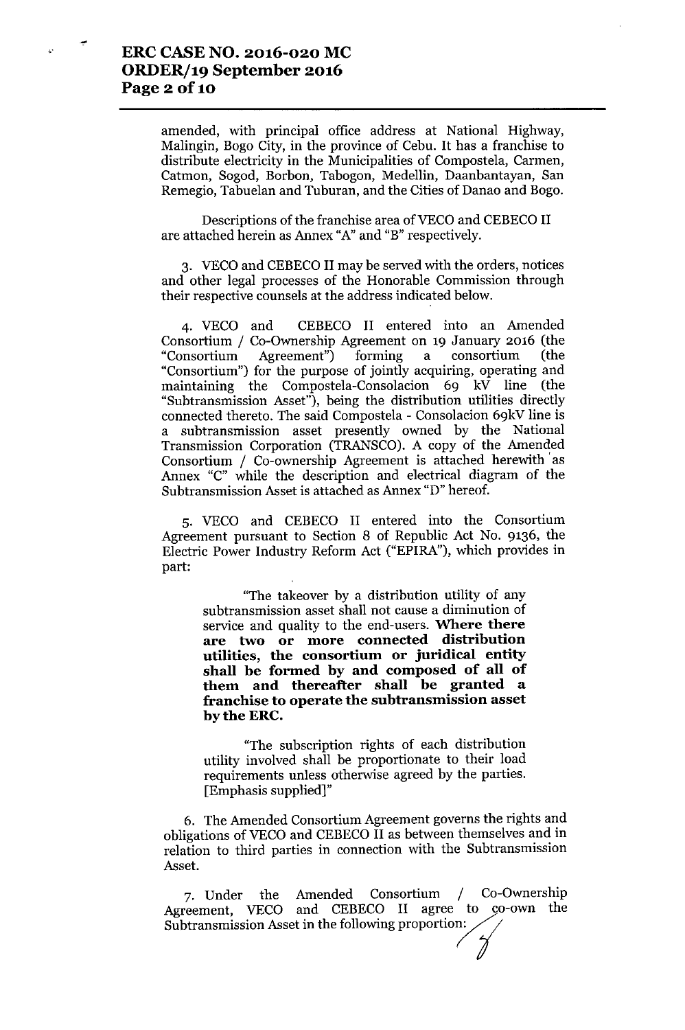amended, with principal office address at National Highway, Malingin, Bogo City, in the province of Cebu. It has a franchise to distribute electricity in the Municipalities of Compostela, Carmen, Catmon, Sogod, Borbon, Tabogon, Medellin, Daanbantayan, San Remegio, Tabuelan and Tuburan, and the Cities of Danao and Bogo.

Descriptions of the franchise area of VECO and CEBECO II are attached herein as Annex "A" and "B" respectively.

3. VECO and CEBECO II may be served with the orders, notices and other legal processes of the Honorable Commission through their respective counsels at the address indicated below.

4. VECO and CEBECO II entered into an Amended Consortium / Co-Ownership Agreement on 19 January 2016 (the "Consortium Agreement") forming a consortium (the "Consortium") for the purpose of jointly acquiring, operating and maintaining the Compostela-Consolacion 69 kV line (the "Subtransmission Asset"), being the distribution utilities directly connected thereto. The said Compostela - Consolacion 69kV line is a subtransmission asset presently owned by the National Transmission Corporation (TRANSCO). A copy of the Amended Consortium / Co-ownership Agreement is attached herewith as Annex "C" while the description and electrical diagram of the Subtransmission Asset is attached as Annex "D" hereof.

5. VECO and CEBECO II entered into the Consortium Agreement pursuant to Section 8 of Republic Act No. 9136, the Electric Power Industry Reform Act ("EPIRA"), which provides in part:

> "The takeover by a distribution utility of any subtransmission asset shall not cause a diminution of service and quality to the end-users. **Where there are two or more connected distribution utilities, the consortium or juridical entity shall be formed by and composed of all of them and thereafter shall be granted a franchise to operate the subtransmission asset by the ERC.**
>
> "The subscription rights of each distribution utility involved shall be proportionate to their load requirements unless otherwise agreed by the parties. [Emphasis supplied]"

6. The Amended Consortium Agreement governs the rights and obligations of VECO and CEBECO II as between themselves and in relation to third parties in connection with the Subtransmission Asset.

7. Under the Amended Consortium / Co-Ownership Agreement, VECO and CEBECO II agree to co-own the Subtransmission Asset in the following proportion: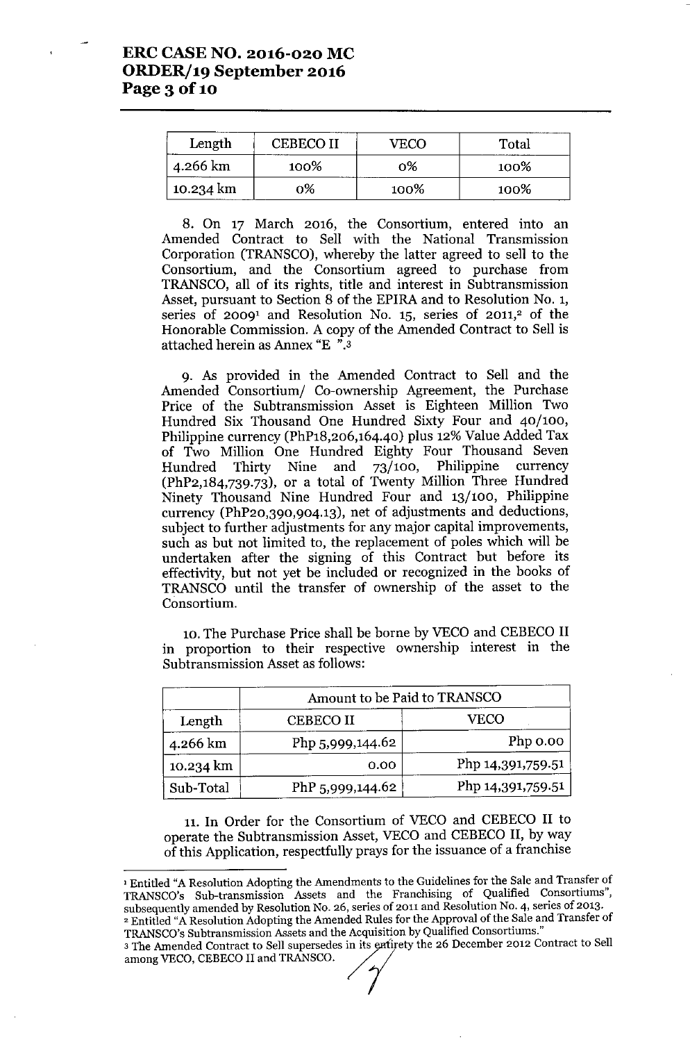| Length | CEBECO II | VECO | Total |
|---|---|---|---|
| 4.266 km | 100% | 0% | 100% |
| 10.234 km | 0% | 100% | 100% |

8. On 17 March 2016, the Consortium, entered into an Amended Contract to Sell with the National Transmission Corporation (TRANSCO), whereby the latter agreed to sell to the Consortium, and the Consortium agreed to purchase from TRANSCO, all of its rights, title and interest in Subtransmission Asset, pursuant to Section 8 of the EPIRA and to Resolution No. 1, series of 2009[1] and Resolution No. 15, series of 2011,[2] of the Honorable Commission. A copy of the Amended Contract to Sell is attached herein as Annex "E ".[3]

9. As provided in the Amended Contract to Sell and the Amended Consortium/ Co-ownership Agreement, the Purchase Price of the Subtransmission Asset is Eighteen Million Two Hundred Six Thousand One Hundred Sixty Four and 40/100, Philippine currency (PhP18,206,164.40) plus 12% Value Added Tax of Two Million One Hundred Eighty Four Thousand Seven Hundred Thirty Nine and 73/100, Philippine currency (PhP2,184,739.73), or a total of Twenty Million Three Hundred Ninety Thousand Nine Hundred Four and 13/100, Philippine currency (PhP20,390,904.13), net of adjustments and deductions, subject to further adjustments for any major capital improvements, such as but not limited to, the replacement of poles which will be undertaken after the signing of this Contract but before its effectivity, but not yet be included or recognized in the books of TRANSCO until the transfer of ownership of the asset to the Consortium.

10. The Purchase Price shall be borne by VECO and CEBECO II in proportion to their respective ownership interest in the Subtransmission Asset as follows:

| | Amount to be Paid to TRANSCO | |
|---|---|---|
| Length | CEBECO II | VECO |
| 4.266 km | Php 5,999,144.62 | Php 0.00 |
| 10.234 km | 0.00 | Php 14,391,759.51 |
| Sub-Total | PhP 5,999,144.62 | Php 14,391,759.51 |

11. In Order for the Consortium of VECO and CEBECO II to operate the Subtransmission Asset, VECO and CEBECO II, by way of this Application, respectfully prays for the issuance of a franchise

[1] Entitled "A Resolution Adopting the Amendments to the Guidelines for the Sale and Transfer of TRANSCO's Sub-transmission Assets and the Franchising of Qualified Consortiums", subsequently amended by Resolution No. 26, series of 2011 and Resolution No. 4, series of 2013.

[2] Entitled "A Resolution Adopting the Amended Rules for the Approval of the Sale and Transfer of TRANSCO's Subtransmission Assets and the Acquisition by Qualified Consortiums."

[3] The Amended Contract to Sell supersedes in its entirety the 26 December 2012 Contract to Sell among VECO, CEBECO II and TRANSCO.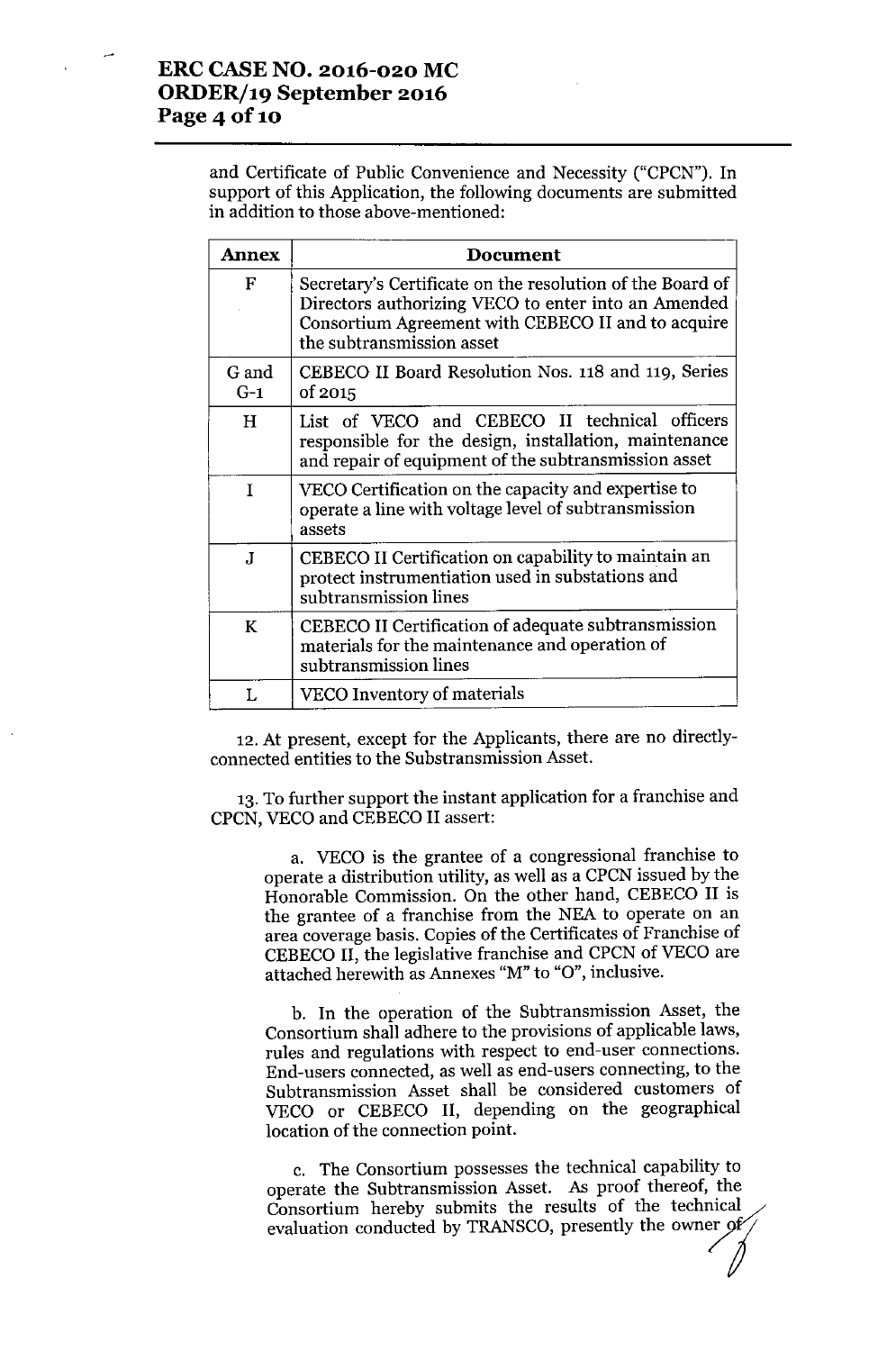and Certificate of Public Convenience and Necessity ("CPCN"). In support of this Application, the following documents are submitted in addition to those above-mentioned:

| Annex | Document |
|---|---|
| F | Secretary's Certificate on the resolution of the Board of Directors authorizing VECO to enter into an Amended Consortium Agreement with CEBECO II and to acquire the subtransmission asset |
| G and G-1 | CEBECO II Board Resolution Nos. 118 and 119, Series of 2015 |
| H | List of VECO and CEBECO II technical officers responsible for the design, installation, maintenance and repair of equipment of the subtransmission asset |
| I | VECO Certification on the capacity and expertise to operate a line with voltage level of subtransmission assets |
| J | CEBECO II Certification on capability to maintain an protect instrumentiation used in substations and subtransmission lines |
| K | CEBECO II Certification of adequate subtransmission materials for the maintenance and operation of subtransmission lines |
| L | VECO Inventory of materials |

12. At present, except for the Applicants, there are no directly-connected entities to the Substransmission Asset.

13. To further support the instant application for a franchise and CPCN, VECO and CEBECO II assert:

a. VECO is the grantee of a congressional franchise to operate a distribution utility, as well as a CPCN issued by the Honorable Commission. On the other hand, CEBECO II is the grantee of a franchise from the NEA to operate on an area coverage basis. Copies of the Certificates of Franchise of CEBECO II, the legislative franchise and CPCN of VECO are attached herewith as Annexes "M" to "O", inclusive.

b. In the operation of the Subtransmission Asset, the Consortium shall adhere to the provisions of applicable laws, rules and regulations with respect to end-user connections. End-users connected, as well as end-users connecting, to the Subtransmission Asset shall be considered customers of VECO or CEBECO II, depending on the geographical location of the connection point.

c. The Consortium possesses the technical capability to operate the Subtransmission Asset. As proof thereof, the Consortium hereby submits the results of the technical evaluation conducted by TRANSCO, presently the owner of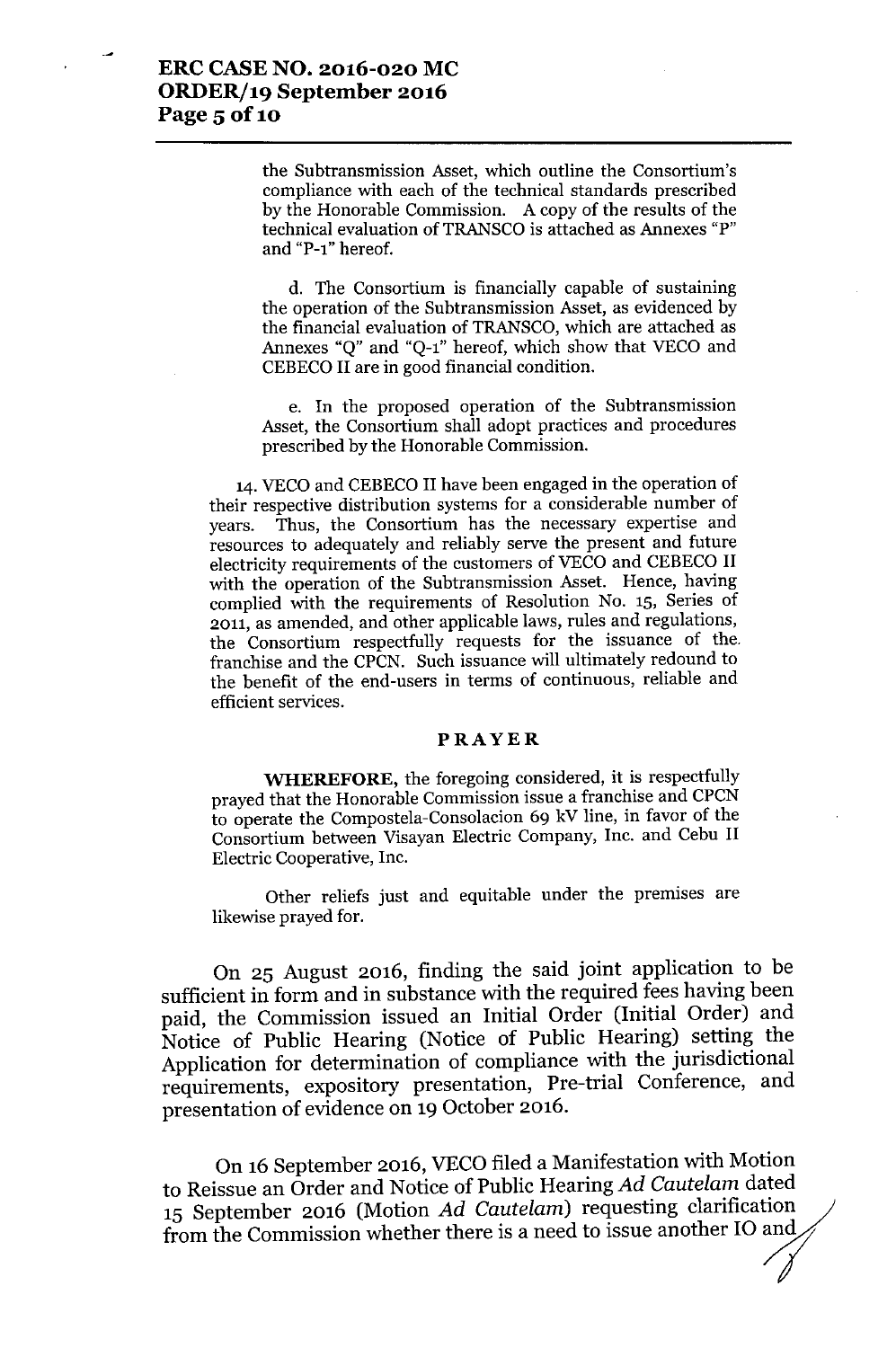the Subtransmission Asset, which outline the Consortium's compliance with each of the technical standards prescribed by the Honorable Commission. A copy of the results of the technical evaluation of TRANSCO is attached as Annexes "P" and "P-1" hereof.

d. The Consortium is financially capable of sustaining the operation of the Subtransmission Asset, as evidenced by the financial evaluation of TRANSCO, which are attached as Annexes "Q" and "Q-1" hereof, which show that VECO and CEBECO II are in good financial condition.

e. In the proposed operation of the Subtransmission Asset, the Consortium shall adopt practices and procedures prescribed by the Honorable Commission.

14. VECO and CEBECO II have been engaged in the operation of their respective distribution systems for a considerable number of years. Thus, the Consortium has the necessary expertise and resources to adequately and reliably serve the present and future electricity requirements of the customers of VECO and CEBECO II with the operation of the Subtransmission Asset. Hence, having complied with the requirements of Resolution No. 15, Series of 2011, as amended, and other applicable laws, rules and regulations, the Consortium respectfully requests for the issuance of the franchise and the CPCN. Such issuance will ultimately redound to the benefit of the end-users in terms of continuous, reliable and efficient services.

**PRAYER**

**WHEREFORE,** the foregoing considered, it is respectfully prayed that the Honorable Commission issue a franchise and CPCN to operate the Compostela-Consolacion 69 kV line, in favor of the Consortium between Visayan Electric Company, Inc. and Cebu II Electric Cooperative, Inc.

Other reliefs just and equitable under the premises are likewise prayed for.

On 25 August 2016, finding the said joint application to be sufficient in form and in substance with the required fees having been paid, the Commission issued an Initial Order (Initial Order) and Notice of Public Hearing (Notice of Public Hearing) setting the Application for determination of compliance with the jurisdictional requirements, expository presentation, Pre-trial Conference, and presentation of evidence on 19 October 2016.

On 16 September 2016, VECO filed a Manifestation with Motion to Reissue an Order and Notice of Public Hearing *Ad Cautelam* dated 15 September 2016 (Motion *Ad Cautelam*) requesting clarification from the Commission whether there is a need to issue another IO and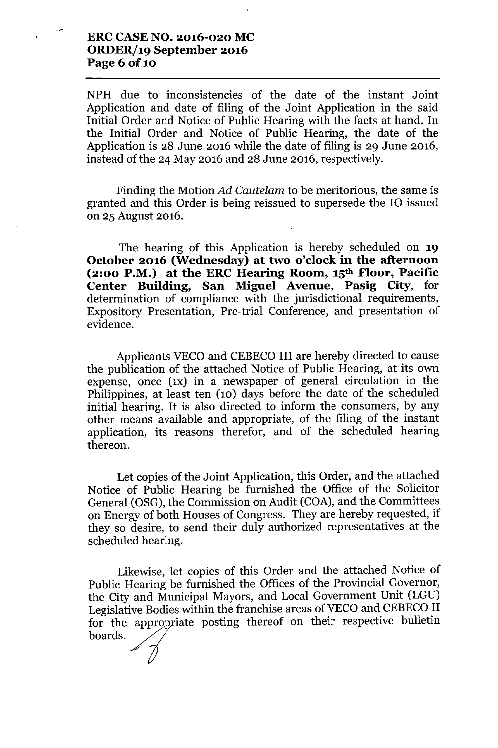NPH due to inconsistencies of the date of the instant Joint Application and date of filing of the Joint Application in the said Initial Order and Notice of Public Hearing with the facts at hand. In the Initial Order and Notice of Public Hearing, the date of the Application is 28 June 2016 while the date of filing is 29 June 2016, instead of the 24 May 2016 and 28 June 2016, respectively.

Finding the Motion *Ad Cautelam* to be meritorious, the same is granted and this Order is being reissued to supersede the IO issued on 25 August 2016.

The hearing of this Application is hereby scheduled on **19 October 2016 (Wednesday) at two o'clock in the afternoon (2:00 P.M.) at the ERC Hearing Room, 15th Floor, Pacific Center Building, San Miguel Avenue, Pasig City**, for determination of compliance with the jurisdictional requirements, Expository Presentation, Pre-trial Conference, and presentation of evidence.

Applicants VECO and CEBECO III are hereby directed to cause the publication of the attached Notice of Public Hearing, at its own expense, once (1x) in a newspaper of general circulation in the Philippines, at least ten (10) days before the date of the scheduled initial hearing. It is also directed to inform the consumers, by any other means available and appropriate, of the filing of the instant application, its reasons therefor, and of the scheduled hearing thereon.

Let copies of the Joint Application, this Order, and the attached Notice of Public Hearing be furnished the Office of the Solicitor General (OSG), the Commission on Audit (COA), and the Committees on Energy of both Houses of Congress. They are hereby requested, if they so desire, to send their duly authorized representatives at the scheduled hearing.

Likewise, let copies of this Order and the attached Notice of Public Hearing be furnished the Offices of the Provincial Governor, the City and Municipal Mayors, and Local Government Unit (LGU) Legislative Bodies within the franchise areas of VECO and CEBECO II for the appropriate posting thereof on their respective bulletin boards.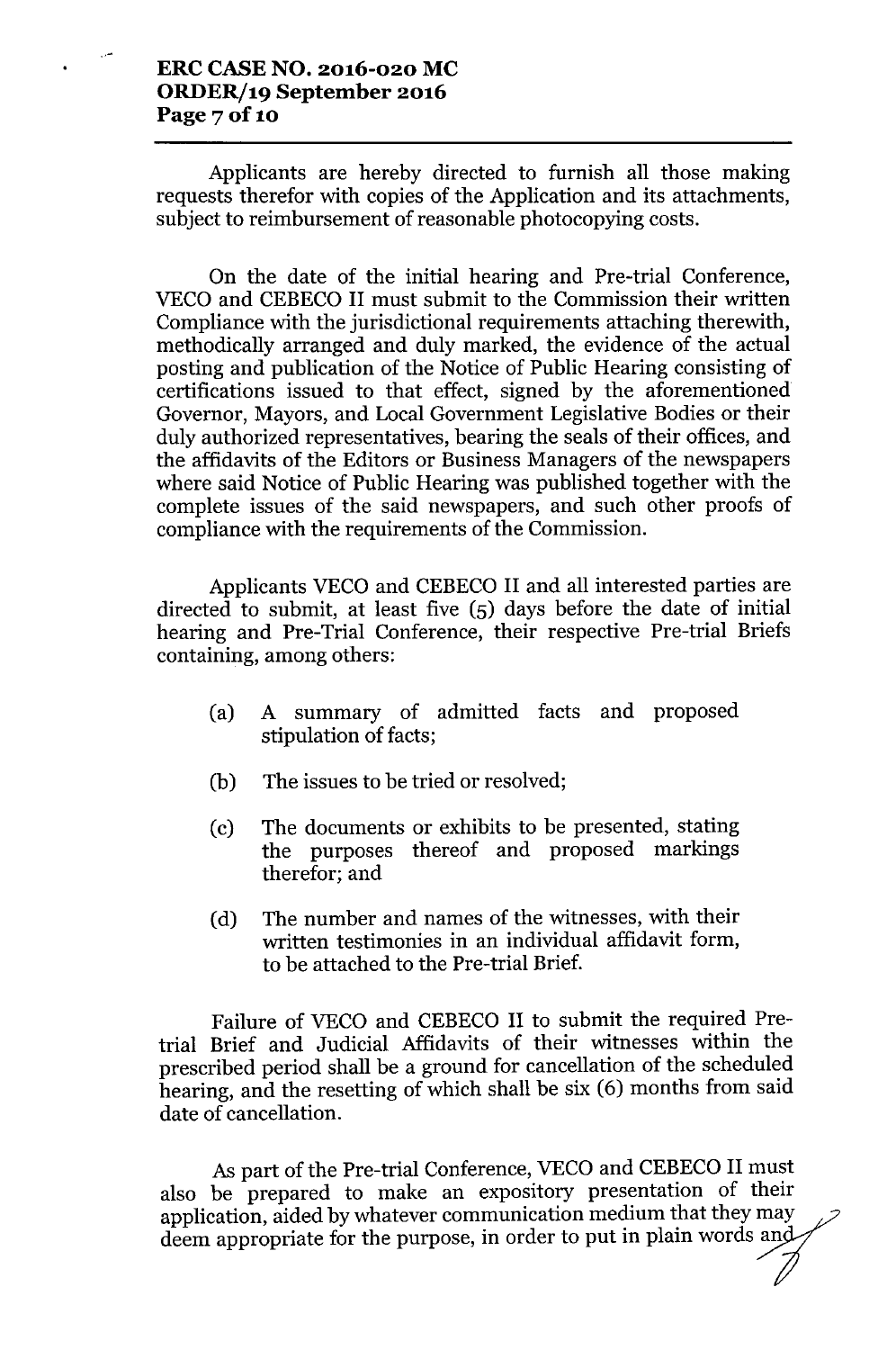Applicants are hereby directed to furnish all those making requests therefor with copies of the Application and its attachments, subject to reimbursement of reasonable photocopying costs.

On the date of the initial hearing and Pre-trial Conference, VECO and CEBECO II must submit to the Commission their written Compliance with the jurisdictional requirements attaching therewith, methodically arranged and duly marked, the evidence of the actual posting and publication of the Notice of Public Hearing consisting of certifications issued to that effect, signed by the aforementioned Governor, Mayors, and Local Government Legislative Bodies or their duly authorized representatives, bearing the seals of their offices, and the affidavits of the Editors or Business Managers of the newspapers where said Notice of Public Hearing was published together with the complete issues of the said newspapers, and such other proofs of compliance with the requirements of the Commission.

Applicants VECO and CEBECO II and all interested parties are directed to submit, at least five (5) days before the date of initial hearing and Pre-Trial Conference, their respective Pre-trial Briefs containing, among others:

(a) A summary of admitted facts and proposed stipulation of facts;

(b) The issues to be tried or resolved;

(c) The documents or exhibits to be presented, stating the purposes thereof and proposed markings therefor; and

(d) The number and names of the witnesses, with their written testimonies in an individual affidavit form, to be attached to the Pre-trial Brief.

Failure of VECO and CEBECO II to submit the required Pre-trial Brief and Judicial Affidavits of their witnesses within the prescribed period shall be a ground for cancellation of the scheduled hearing, and the resetting of which shall be six (6) months from said date of cancellation.

As part of the Pre-trial Conference, VECO and CEBECO II must also be prepared to make an expository presentation of their application, aided by whatever communication medium that they may deem appropriate for the purpose, in order to put in plain words and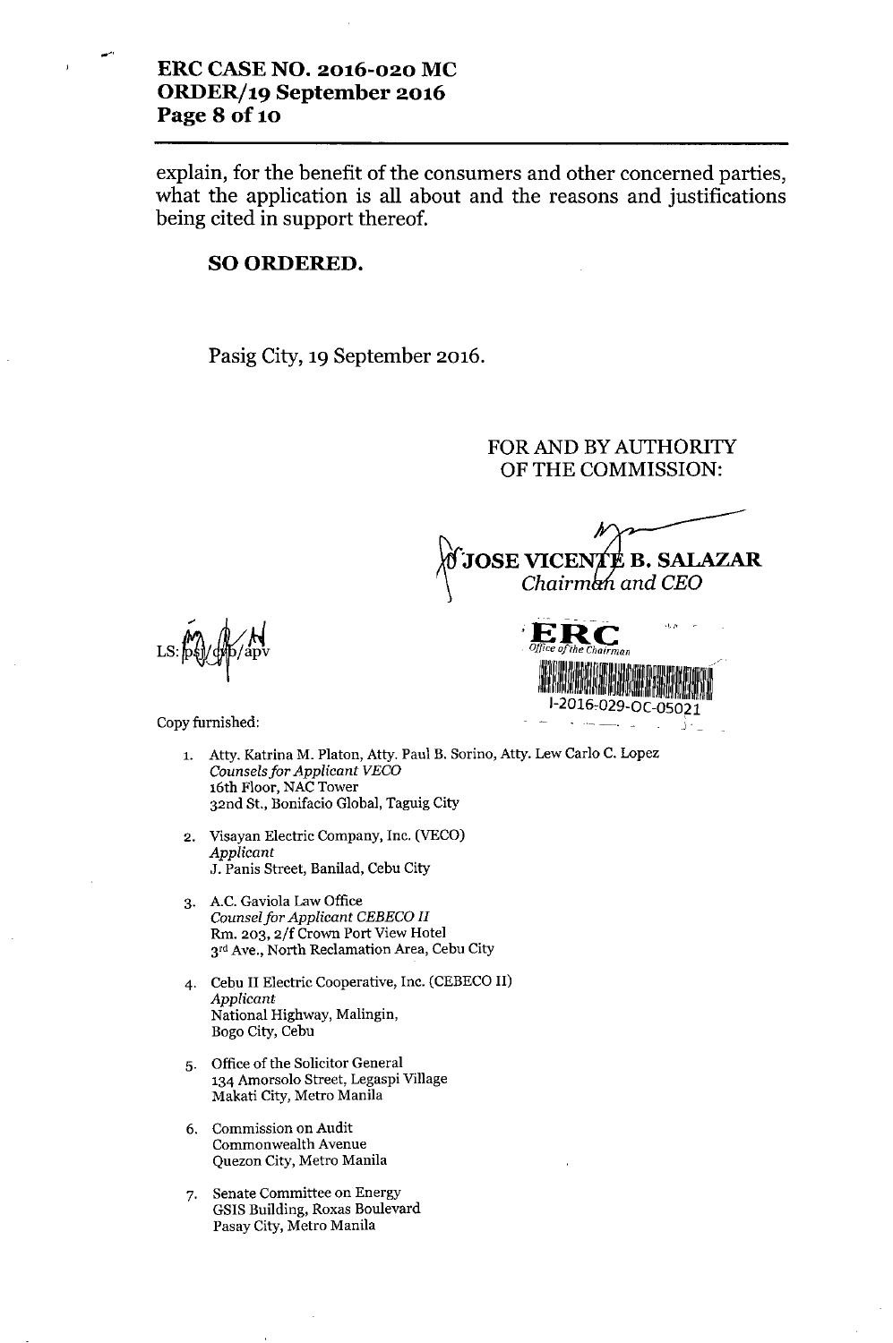explain, for the benefit of the consumers and other concerned parties, what the application is all about and the reasons and justifications being cited in support thereof.

**SO ORDERED.**

Pasig City, 19 September 2016.

FOR AND BY AUTHORITY
OF THE COMMISSION:

**JOSE VICENTE B. SALAZAR**
*Chairman and CEO*

ERC
*Office of the Chairman*
I-2016-029-OC-05021

LS: psj/cmb/apv

Copy furnished:

1. Atty. Katrina M. Platon, Atty. Paul B. Sorino, Atty. Lew Carlo C. Lopez
   *Counsels for Applicant VECO*
   16th Floor, NAC Tower
   32nd St., Bonifacio Global, Taguig City

2. Visayan Electric Company, Inc. (VECO)
   *Applicant*
   J. Panis Street, Banilad, Cebu City

3. A.C. Gaviola Law Office
   *Counsel for Applicant CEBECO II*
   Rm. 203, 2/f Crown Port View Hotel
   3rd Ave., North Reclamation Area, Cebu City

4. Cebu II Electric Cooperative, Inc. (CEBECO II)
   *Applicant*
   National Highway, Malingin,
   Bogo City, Cebu

5. Office of the Solicitor General
   134 Amorsolo Street, Legaspi Village
   Makati City, Metro Manila

6. Commission on Audit
   Commonwealth Avenue
   Quezon City, Metro Manila

7. Senate Committee on Energy
   GSIS Building, Roxas Boulevard
   Pasay City, Metro Manila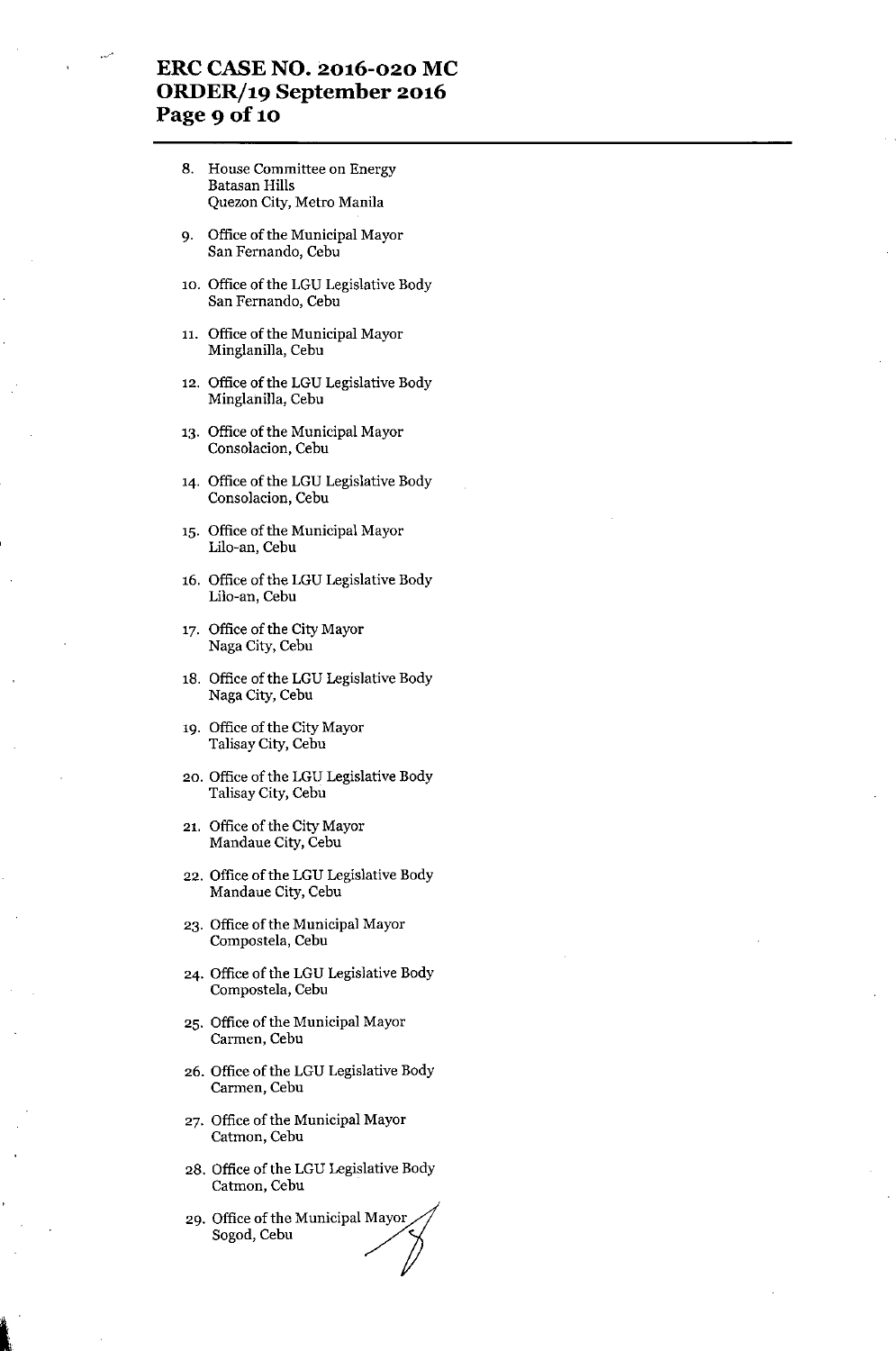8. House Committee on Energy
   Batasan Hills
   Quezon City, Metro Manila

9. Office of the Municipal Mayor
   San Fernando, Cebu

10. Office of the LGU Legislative Body
    San Fernando, Cebu

11. Office of the Municipal Mayor
    Minglanilla, Cebu

12. Office of the LGU Legislative Body
    Minglanilla, Cebu

13. Office of the Municipal Mayor
    Consolacion, Cebu

14. Office of the LGU Legislative Body
    Consolacion, Cebu

15. Office of the Municipal Mayor
    Lilo-an, Cebu

16. Office of the LGU Legislative Body
    Lilo-an, Cebu

17. Office of the City Mayor
    Naga City, Cebu

18. Office of the LGU Legislative Body
    Naga City, Cebu

19. Office of the City Mayor
    Talisay City, Cebu

20. Office of the LGU Legislative Body
    Talisay City, Cebu

21. Office of the City Mayor
    Mandaue City, Cebu

22. Office of the LGU Legislative Body
    Mandaue City, Cebu

23. Office of the Municipal Mayor
    Compostela, Cebu

24. Office of the LGU Legislative Body
    Compostela, Cebu

25. Office of the Municipal Mayor
    Carmen, Cebu

26. Office of the LGU Legislative Body
    Carmen, Cebu

27. Office of the Municipal Mayor
    Catmon, Cebu

28. Office of the LGU Legislative Body
    Catmon, Cebu

29. Office of the Municipal Mayor
    Sogod, Cebu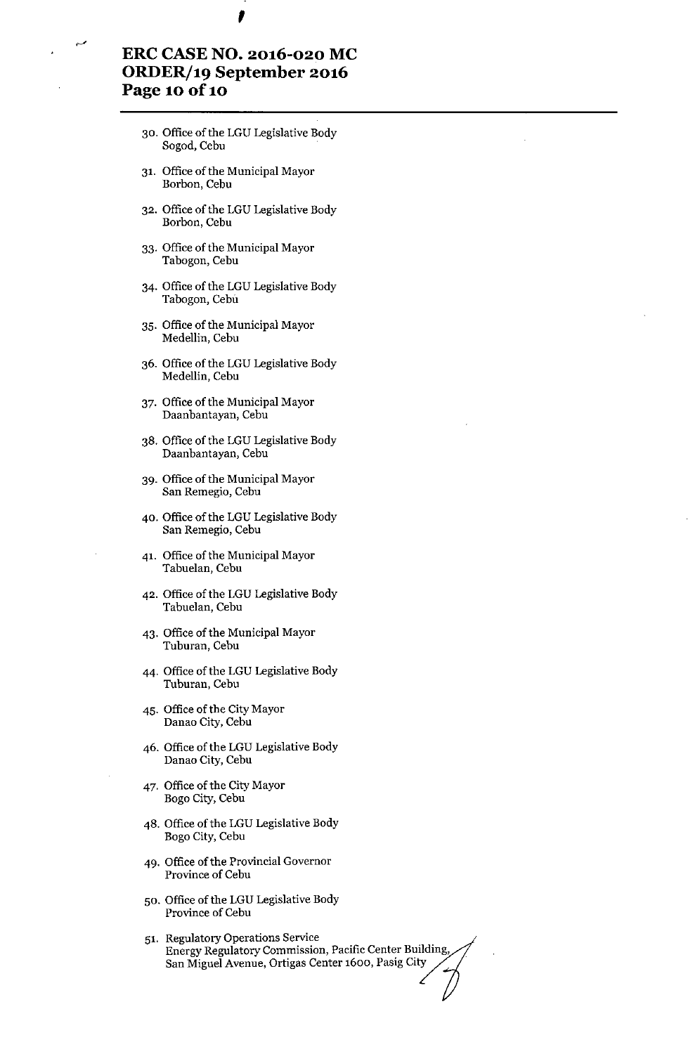30. Office of the LGU Legislative Body
    Sogod, Cebu

31. Office of the Municipal Mayor
    Borbon, Cebu

32. Office of the LGU Legislative Body
    Borbon, Cebu

33. Office of the Municipal Mayor
    Tabogon, Cebu

34. Office of the LGU Legislative Body
    Tabogon, Cebu

35. Office of the Municipal Mayor
    Medellin, Cebu

36. Office of the LGU Legislative Body
    Medellin, Cebu

37. Office of the Municipal Mayor
    Daanbantayan, Cebu

38. Office of the LGU Legislative Body
    Daanbantayan, Cebu

39. Office of the Municipal Mayor
    San Remegio, Cebu

40. Office of the LGU Legislative Body
    San Remegio, Cebu

41. Office of the Municipal Mayor
    Tabuelan, Cebu

42. Office of the LGU Legislative Body
    Tabuelan, Cebu

43. Office of the Municipal Mayor
    Tuburan, Cebu

44. Office of the LGU Legislative Body
    Tuburan, Cebu

45. Office of the City Mayor
    Danao City, Cebu

46. Office of the LGU Legislative Body
    Danao City, Cebu

47. Office of the City Mayor
    Bogo City, Cebu

48. Office of the LGU Legislative Body
    Bogo City, Cebu

49. Office of the Provincial Governor
    Province of Cebu

50. Office of the LGU Legislative Body
    Province of Cebu

51. Regulatory Operations Service
    Energy Regulatory Commission, Pacific Center Building,
    San Miguel Avenue, Ortigas Center 1600, Pasig City